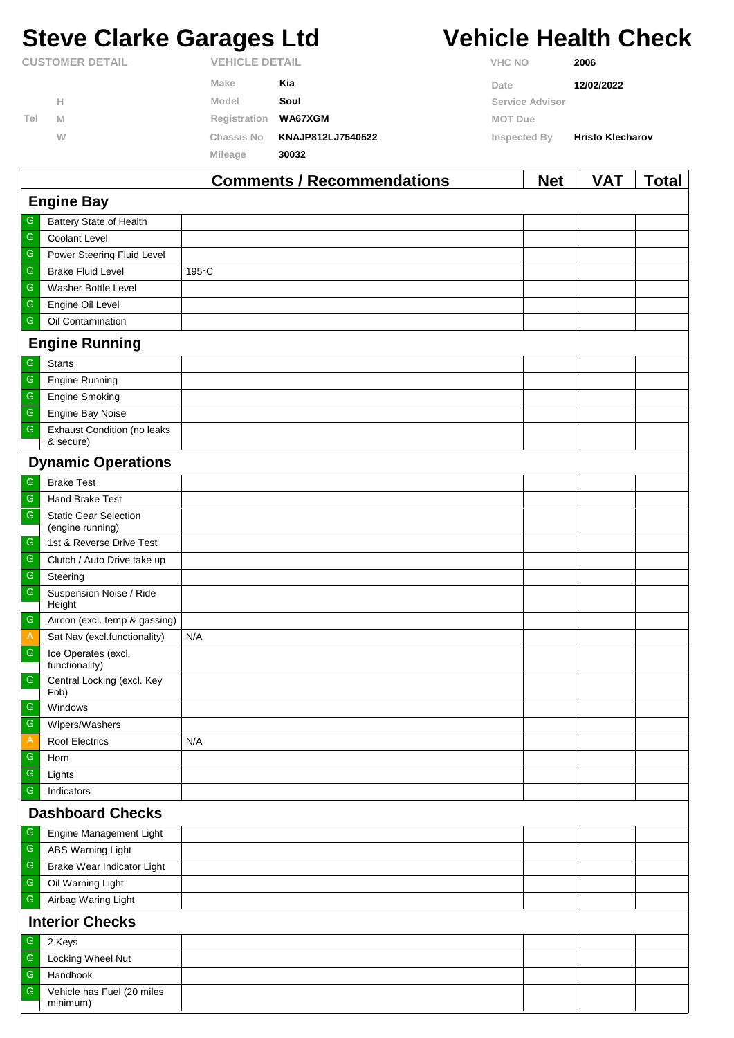# Steve Clarke Garages Ltd

# Vehicle Health Check

| CUSTOMER DETAIL | | VEHICLE DETAIL | | VHC NO | 2006 |
|---|---|---|---|---|---|
| | | Make | Kia | Date | 12/02/2022 |
| | H | Model | Soul | Service Advisor | |
| Tel | M | Registration | WA67XGM | MOT Due | |
| | W | Chassis No | KNAJP812LJ7540522 | Inspected By | Hristo Klecharov |
| | | Mileage | 30032 | | |

| | | Comments / Recommendations | Net | VAT | Total |
|---|---|---|---|---|---|
| **Engine Bay** | | | | | |
| G | Battery State of Health | | | | |
| G | Coolant Level | | | | |
| G | Power Steering Fluid Level | | | | |
| G | Brake Fluid Level | 195°C | | | |
| G | Washer Bottle Level | | | | |
| G | Engine Oil Level | | | | |
| G | Oil Contamination | | | | |
| **Engine Running** | | | | | |
| G | Starts | | | | |
| G | Engine Running | | | | |
| G | Engine Smoking | | | | |
| G | Engine Bay Noise | | | | |
| G | Exhaust Condition (no leaks & secure) | | | | |
| **Dynamic Operations** | | | | | |
| G | Brake Test | | | | |
| G | Hand Brake Test | | | | |
| G | Static Gear Selection (engine running) | | | | |
| G | 1st & Reverse Drive Test | | | | |
| G | Clutch / Auto Drive take up | | | | |
| G | Steering | | | | |
| G | Suspension Noise / Ride Height | | | | |
| G | Aircon (excl. temp & gassing) | | | | |
| A | Sat Nav (excl.functionality) | N/A | | | |
| G | Ice Operates (excl. functionality) | | | | |
| G | Central Locking (excl. Key Fob) | | | | |
| G | Windows | | | | |
| G | Wipers/Washers | | | | |
| A | Roof Electrics | N/A | | | |
| G | Horn | | | | |
| G | Lights | | | | |
| G | Indicators | | | | |
| **Dashboard Checks** | | | | | |
| G | Engine Management Light | | | | |
| G | ABS Warning Light | | | | |
| G | Brake Wear Indicator Light | | | | |
| G | Oil Warning Light | | | | |
| G | Airbag Waring Light | | | | |
| **Interior Checks** | | | | | |
| G | 2 Keys | | | | |
| G | Locking Wheel Nut | | | | |
| G | Handbook | | | | |
| G | Vehicle has Fuel (20 miles minimum) | | | | |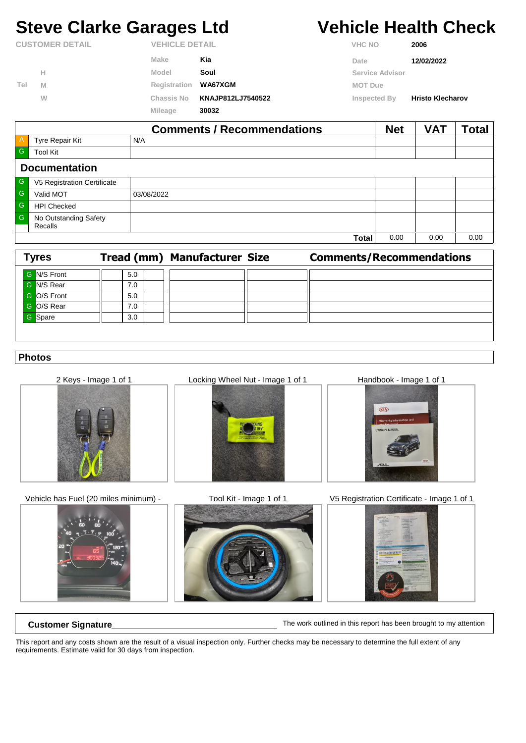# Steve Clarke Garages Ltd

# Vehicle Health Check

| CUSTOMER DETAIL | | VEHICLE DETAIL | | | |
|---|---|---|---|---|---|
| | | | | VHC NO | 2006 |
| | H | Make | Kia | Date | 12/02/2022 |
| Tel | M | Model | Soul | Service Advisor | |
| | W | Registration | WA67XGM | MOT Due | |
| | | Chassis No | KNAJP812LJ7540522 | Inspected By | Hristo Klecharov |
| | | Mileage | 30032 | | |

| | | Comments / Recommendations | Net | VAT | Total |
|---|---|---|---|---|---|
| A | Tyre Repair Kit | N/A | | | |
| G | Tool Kit | | | | |
| **Documentation** | | | | | |
| G | V5 Registration Certificate | | | | |
| G | Valid MOT | 03/08/2022 | | | |
| G | HPI Checked | | | | |
| G | No Outstanding Safety Recalls | | | | |
| | | **Total** | 0.00 | 0.00 | 0.00 |

| Tyres | Tread (mm) | Manufacturer | Size | Comments/Recommendations |
|---|---|---|---|---|
| G N/S Front | 5.0 | | | |
| G N/S Rear | 7.0 | | | |
| G O/S Front | 5.0 | | | |
| G O/S Rear | 7.0 | | | |
| G Spare | 3.0 | | | |

## Photos

2 Keys - Image 1 of 1

Locking Wheel Nut - Image 1 of 1

Handbook - Image 1 of 1

Vehicle has Fuel (20 miles minimum) -

Tool Kit - Image 1 of 1

V5 Registration Certificate - Image 1 of 1

**Customer Signature**\_\_\_\_\_\_\_\_\_\_\_\_\_\_\_\_\_\_\_\_\_\_\_\_\_\_\_\_\_\_ The work outlined in this report has been brought to my attention

This report and any costs shown are the result of a visual inspection only. Further checks may be necessary to determine the full extent of any requirements. Estimate valid for 30 days from inspection.